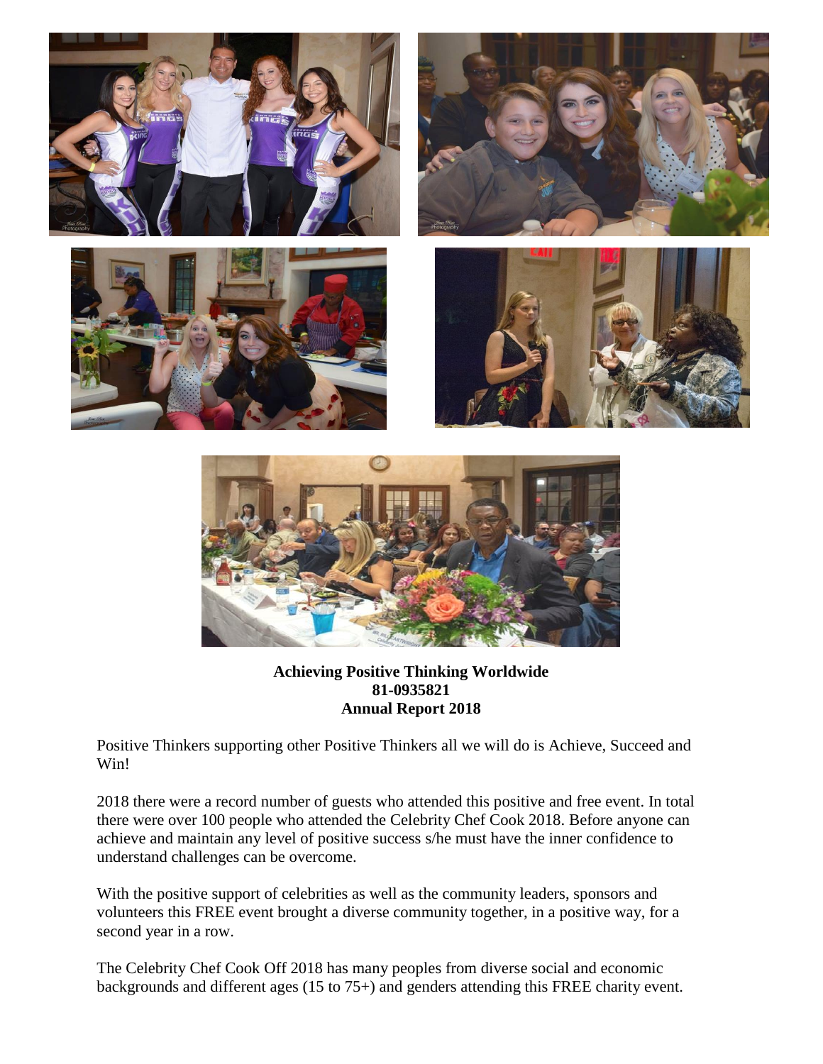**Achieving Positive Thinking Worldwide**
**81-0935821**
**Annual Report 2018**

Positive Thinkers supporting other Positive Thinkers all we will do is Achieve, Succeed and Win!

2018 there were a record number of guests who attended this positive and free event. In total there were over 100 people who attended the Celebrity Chef Cook 2018. Before anyone can achieve and maintain any level of positive success s/he must have the inner confidence to understand challenges can be overcome.

With the positive support of celebrities as well as the community leaders, sponsors and volunteers this FREE event brought a diverse community together, in a positive way, for a second year in a row.

The Celebrity Chef Cook Off 2018 has many peoples from diverse social and economic backgrounds and different ages (15 to 75+) and genders attending this FREE charity event.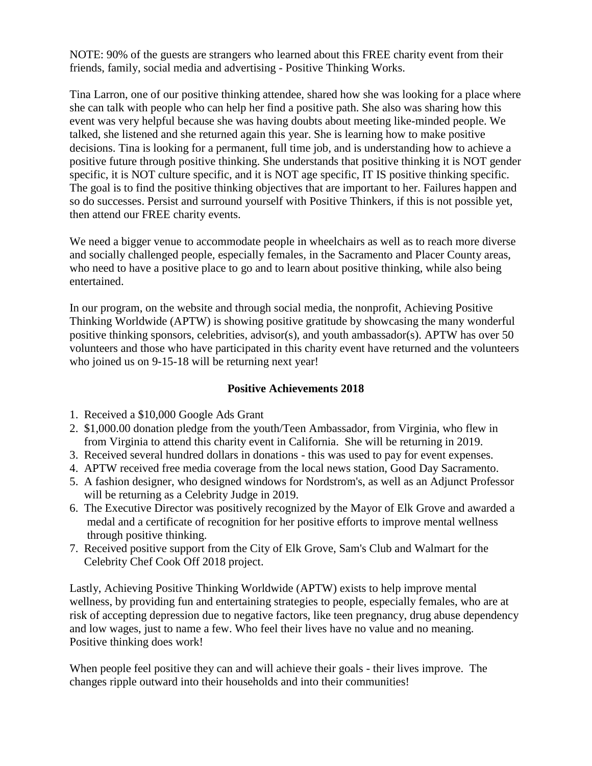NOTE: 90% of the guests are strangers who learned about this FREE charity event from their friends, family, social media and advertising - Positive Thinking Works.

Tina Larron, one of our positive thinking attendee, shared how she was looking for a place where she can talk with people who can help her find a positive path. She also was sharing how this event was very helpful because she was having doubts about meeting like-minded people. We talked, she listened and she returned again this year. She is learning how to make positive decisions. Tina is looking for a permanent, full time job, and is understanding how to achieve a positive future through positive thinking. She understands that positive thinking it is NOT gender specific, it is NOT culture specific, and it is NOT age specific, IT IS positive thinking specific. The goal is to find the positive thinking objectives that are important to her. Failures happen and so do successes. Persist and surround yourself with Positive Thinkers, if this is not possible yet, then attend our FREE charity events.

We need a bigger venue to accommodate people in wheelchairs as well as to reach more diverse and socially challenged people, especially females, in the Sacramento and Placer County areas, who need to have a positive place to go and to learn about positive thinking, while also being entertained.

In our program, on the website and through social media, the nonprofit, Achieving Positive Thinking Worldwide (APTW) is showing positive gratitude by showcasing the many wonderful positive thinking sponsors, celebrities, advisor(s), and youth ambassador(s). APTW has over 50 volunteers and those who have participated in this charity event have returned and the volunteers who joined us on 9-15-18 will be returning next year!

**Positive Achievements 2018**

1. Received a $10,000 Google Ads Grant
2. $1,000.00 donation pledge from the youth/Teen Ambassador, from Virginia, who flew in from Virginia to attend this charity event in California. She will be returning in 2019.
3. Received several hundred dollars in donations - this was used to pay for event expenses.
4. APTW received free media coverage from the local news station, Good Day Sacramento.
5. A fashion designer, who designed windows for Nordstrom's, as well as an Adjunct Professor will be returning as a Celebrity Judge in 2019.
6. The Executive Director was positively recognized by the Mayor of Elk Grove and awarded a medal and a certificate of recognition for her positive efforts to improve mental wellness through positive thinking.
7. Received positive support from the City of Elk Grove, Sam's Club and Walmart for the Celebrity Chef Cook Off 2018 project.

Lastly, Achieving Positive Thinking Worldwide (APTW) exists to help improve mental wellness, by providing fun and entertaining strategies to people, especially females, who are at risk of accepting depression due to negative factors, like teen pregnancy, drug abuse dependency and low wages, just to name a few. Who feel their lives have no value and no meaning. Positive thinking does work!

When people feel positive they can and will achieve their goals - their lives improve. The changes ripple outward into their households and into their communities!